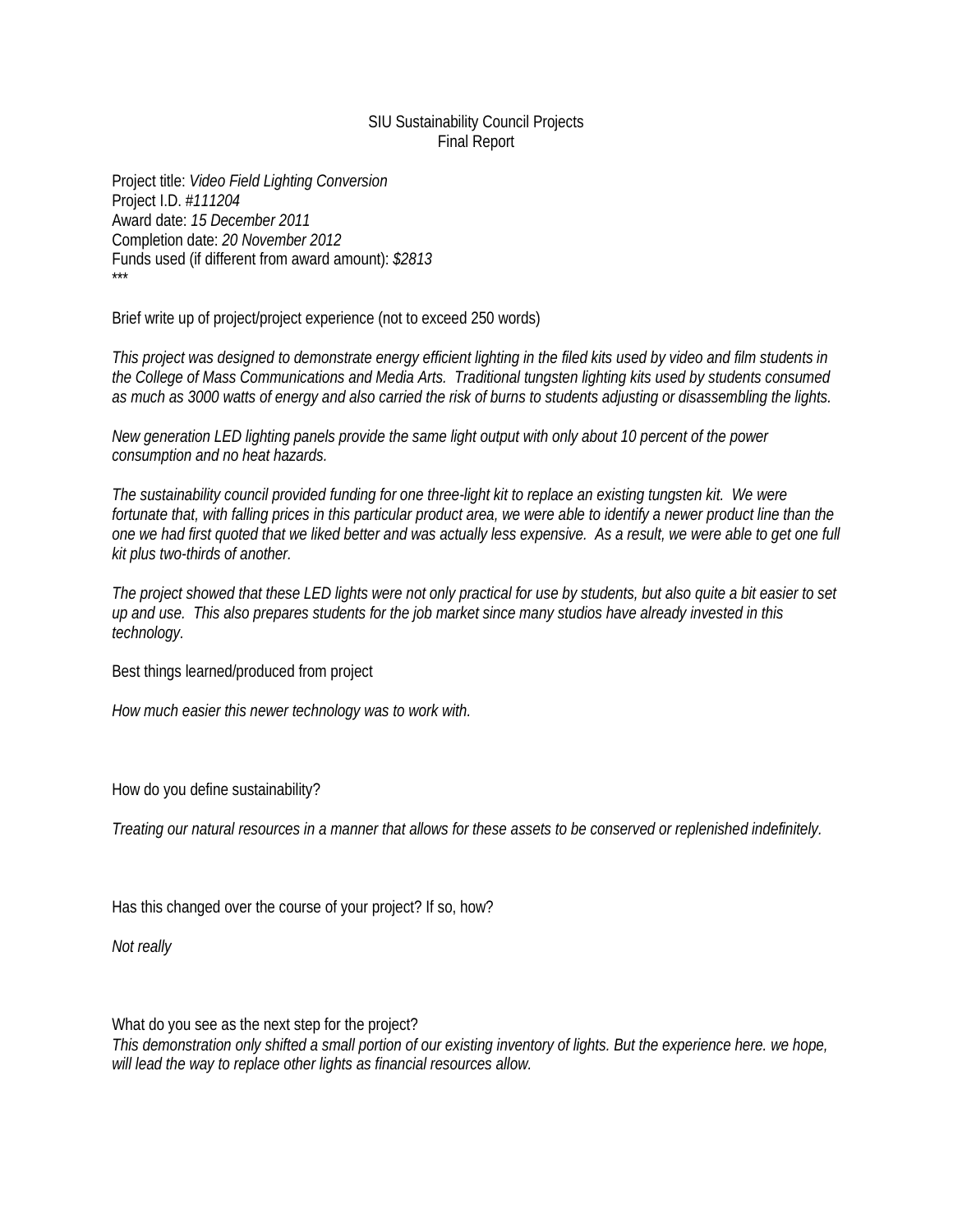SIU Sustainability Council Projects
Final Report

Project title: *Video Field Lighting Conversion*
Project I.D. #*111204*
Award date: *15 December 2011*
Completion date: *20 November 2012*
Funds used (if different from award amount): *$2813*
***

Brief write up of project/project experience (not to exceed 250 words)

*This project was designed to demonstrate energy efficient lighting in the filed kits used by video and film students in the College of Mass Communications and Media Arts. Traditional tungsten lighting kits used by students consumed as much as 3000 watts of energy and also carried the risk of burns to students adjusting or disassembling the lights.*

*New generation LED lighting panels provide the same light output with only about 10 percent of the power consumption and no heat hazards.*

*The sustainability council provided funding for one three-light kit to replace an existing tungsten kit. We were fortunate that, with falling prices in this particular product area, we were able to identify a newer product line than the one we had first quoted that we liked better and was actually less expensive. As a result, we were able to get one full kit plus two-thirds of another.*

*The project showed that these LED lights were not only practical for use by students, but also quite a bit easier to set up and use. This also prepares students for the job market since many studios have already invested in this technology.*

Best things learned/produced from project

*How much easier this newer technology was to work with.*

How do you define sustainability?

*Treating our natural resources in a manner that allows for these assets to be conserved or replenished indefinitely.*

Has this changed over the course of your project? If so, how?

*Not really*

What do you see as the next step for the project?
*This demonstration only shifted a small portion of our existing inventory of lights. But the experience here. we hope, will lead the way to replace other lights as financial resources allow.*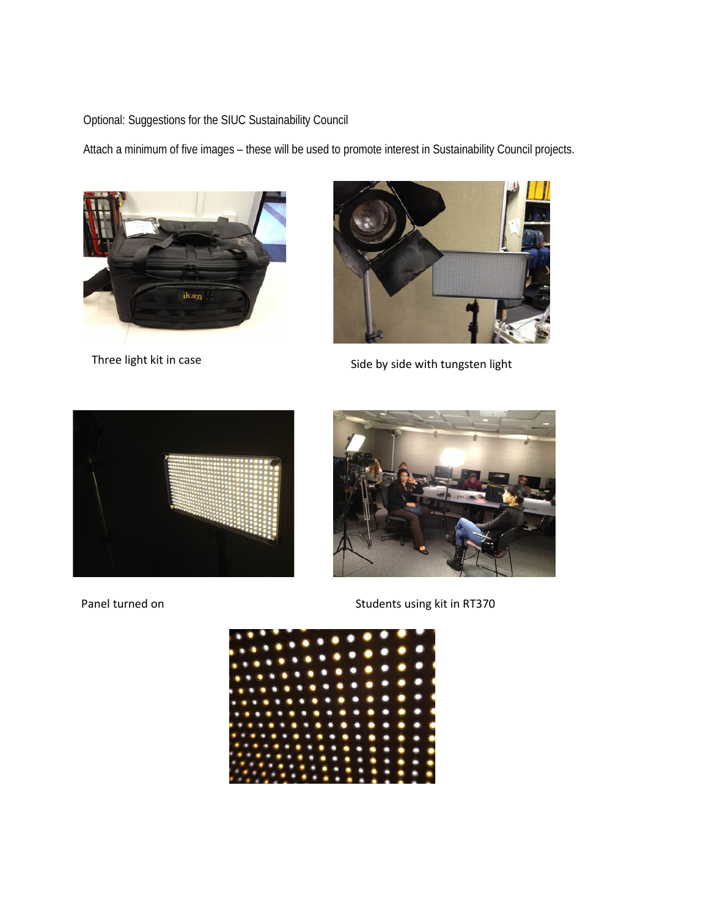Optional: Suggestions for the SIUC Sustainability Council

Attach a minimum of five images – these will be used to promote interest in Sustainability Council projects.

Three light kit in case

Side by side with tungsten light

Panel turned on

Students using kit in RT370